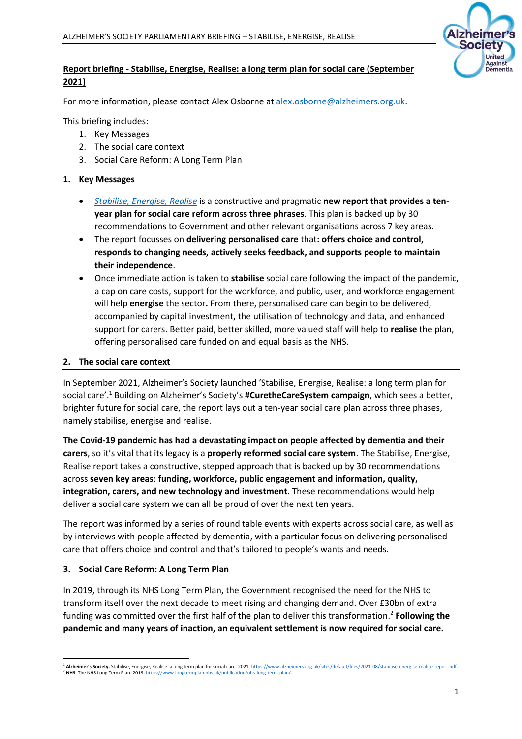**Report briefing - Stabilise, Energise, Realise: a long term plan for social care (September 2021)**

For more information, please contact Alex Osborne at alex.osborne@alzheimers.org.uk.

This briefing includes:

1. Key Messages
2. The social care context
3. Social Care Reform: A Long Term Plan

## 1. Key Messages

- *Stabilise, Energise, Realise* is a constructive and pragmatic **new report that provides a ten-year plan for social care reform across three phrases**. This plan is backed up by 30 recommendations to Government and other relevant organisations across 7 key areas.
- The report focusses on **delivering personalised care** that**: offers choice and control, responds to changing needs, actively seeks feedback, and supports people to maintain their independence**.
- Once immediate action is taken to **stabilise** social care following the impact of the pandemic, a cap on care costs, support for the workforce, and public, user, and workforce engagement will help **energise** the sector**.** From there, personalised care can begin to be delivered, accompanied by capital investment, the utilisation of technology and data, and enhanced support for carers. Better paid, better skilled, more valued staff will help to **realise** the plan, offering personalised care funded on and equal basis as the NHS.

## 2. The social care context

In September 2021, Alzheimer's Society launched 'Stabilise, Energise, Realise: a long term plan for social care'.[1] Building on Alzheimer's Society's **#CuretheCareSystem campaign**, which sees a better, brighter future for social care, the report lays out a ten-year social care plan across three phases, namely stabilise, energise and realise.

**The Covid-19 pandemic has had a devastating impact on people affected by dementia and their carers**, so it's vital that its legacy is a **properly reformed social care system**. The Stabilise, Energise, Realise report takes a constructive, stepped approach that is backed up by 30 recommendations across **seven key areas**: **funding, workforce, public engagement and information, quality, integration, carers, and new technology and investment**. These recommendations would help deliver a social care system we can all be proud of over the next ten years.

The report was informed by a series of round table events with experts across social care, as well as by interviews with people affected by dementia, with a particular focus on delivering personalised care that offers choice and control and that's tailored to people's wants and needs.

## 3. Social Care Reform: A Long Term Plan

In 2019, through its NHS Long Term Plan, the Government recognised the need for the NHS to transform itself over the next decade to meet rising and changing demand. Over £30bn of extra funding was committed over the first half of the plan to deliver this transformation.[2] **Following the pandemic and many years of inaction, an equivalent settlement is now required for social care.**

---

[1] **Alzheimer's Society.** Stabilise, Energise, Realise: a long term plan for social care. 2021. https://www.alzheimers.org.uk/sites/default/files/2021-08/stabilise-energise-realise-report.pdf.

[2] **NHS**. The NHS Long Term Plan. 2019. https://www.longtermplan.nhs.uk/publication/nhs-long-term-plan/.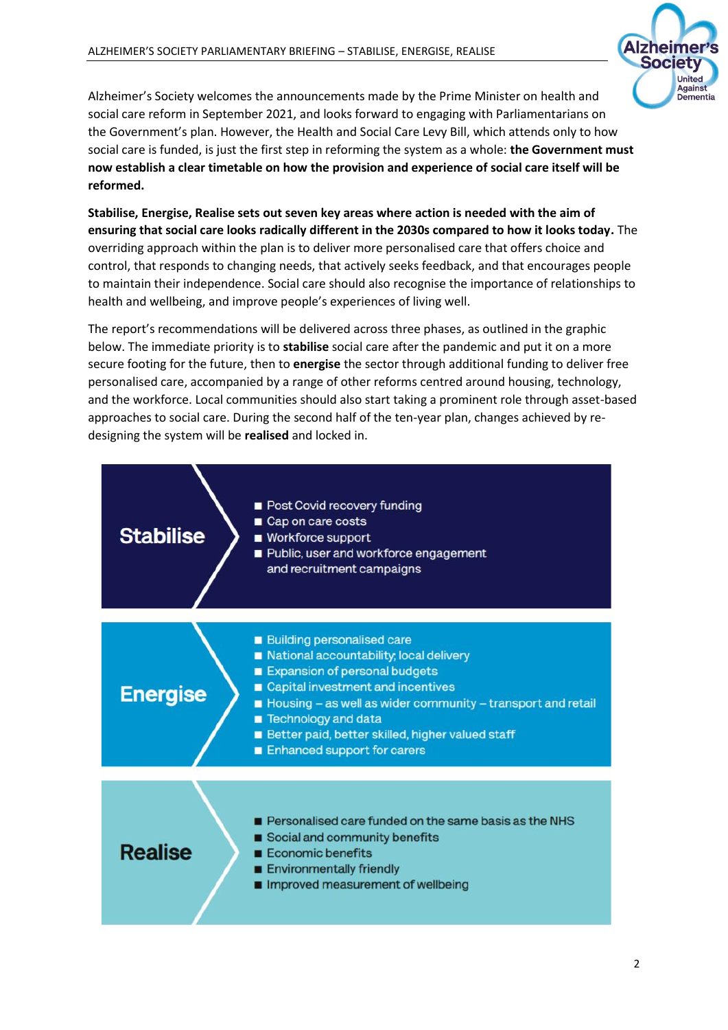Alzheimer's Society welcomes the announcements made by the Prime Minister on health and social care reform in September 2021, and looks forward to engaging with Parliamentarians on the Government's plan. However, the Health and Social Care Levy Bill, which attends only to how social care is funded, is just the first step in reforming the system as a whole: **the Government must now establish a clear timetable on how the provision and experience of social care itself will be reformed.**

**Stabilise, Energise, Realise sets out seven key areas where action is needed with the aim of ensuring that social care looks radically different in the 2030s compared to how it looks today.** The overriding approach within the plan is to deliver more personalised care that offers choice and control, that responds to changing needs, that actively seeks feedback, and that encourages people to maintain their independence. Social care should also recognise the importance of relationships to health and wellbeing, and improve people's experiences of living well.

The report's recommendations will be delivered across three phases, as outlined in the graphic below. The immediate priority is to **stabilise** social care after the pandemic and put it on a more secure footing for the future, then to **energise** the sector through additional funding to deliver free personalised care, accompanied by a range of other reforms centred around housing, technology, and the workforce. Local communities should also start taking a prominent role through asset-based approaches to social care. During the second half of the ten-year plan, changes achieved by re-designing the system will be **realised** and locked in.

**Stabilise**

- Post Covid recovery funding
- Cap on care costs
- Workforce support
- Public, user and workforce engagement and recruitment campaigns

**Energise**

- Building personalised care
- National accountability, local delivery
- Expansion of personal budgets
- Capital investment and incentives
- Housing – as well as wider community – transport and retail
- Technology and data
- Better paid, better skilled, higher valued staff
- Enhanced support for carers

**Realise**

- Personalised care funded on the same basis as the NHS
- Social and community benefits
- Economic benefits
- Environmentally friendly
- Improved measurement of wellbeing